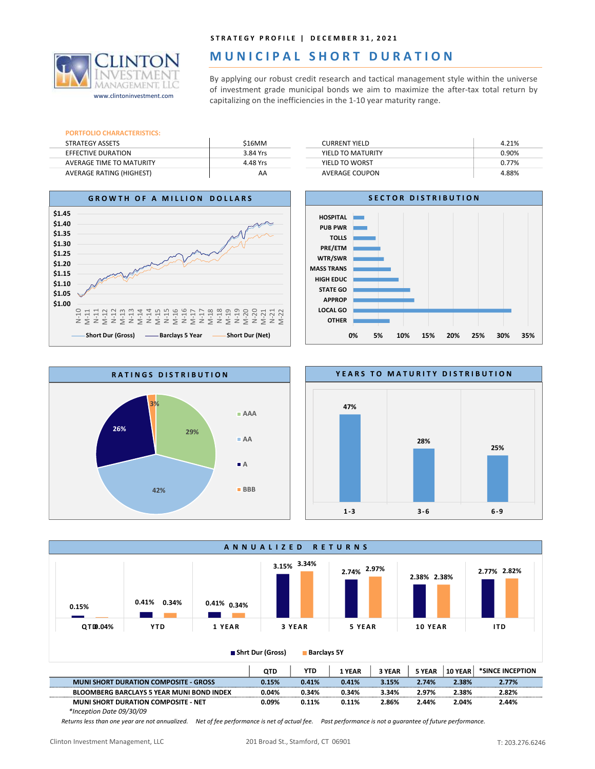STRATEGY PROFILE | DECEMBER 31, 2021

# MUNICIPAL SHORT DURATION

CLINTON INVESTMENT MANAGEMENT, LLC
www.clintoninvestment.com

By applying our robust credit research and tactical management style within the universe of investment grade municipal bonds we aim to maximize the after-tax total return by capitalizing on the inefficiencies in the 1-10 year maturity range.

**PORTFOLIO CHARACTERISTICS:**

| | |
|---|---|
| STRATEGY ASSETS | $16MM |
| EFFECTIVE DURATION | 3.84 Yrs |
| AVERAGE TIME TO MATURITY | 4.48 Yrs |
| AVERAGE RATING (HIGHEST) | AA |

| | |
|---|---|
| CURRENT YIELD | 4.21% |
| YIELD TO MATURITY | 0.90% |
| YIELD TO WORST | 0.77% |
| AVERAGE COUPON | 4.88% |

## GROWTH OF A MILLION DOLLARS

Short Dur (Gross) — Barclays 5 Year — Short Dur (Net)

## SECTOR DISTRIBUTION

HOSPITAL, PUB PWR, TOLLS, PRE/ETM, WTR/SWR, MASS TRANS, HIGH EDUC, STATE GO, APPROP, LOCAL GO, OTHER

## RATINGS DISTRIBUTION

| Rating | % |
|---|---|
| AAA | 29% |
| AA | 42% |
| A | 26% |
| BBB | 3% |

## YEARS TO MATURITY DISTRIBUTION

| Years | % |
|---|---|
| 1-3 | 47% |
| 3-6 | 28% |
| 6-9 | 25% |

## ANNUALIZED RETURNS

| | QTD | YTD | 1 YEAR | 3 YEAR | 5 YEAR | 10 YEAR | *SINCE INCEPTION |
|---|---|---|---|---|---|---|---|
| MUNI SHORT DURATION COMPOSITE - GROSS | 0.15% | 0.41% | 0.41% | 3.15% | 2.74% | 2.38% | 2.77% |
| BLOOMBERG BARCLAYS 5 YEAR MUNI BOND INDEX | 0.04% | 0.34% | 0.34% | 3.34% | 2.97% | 2.38% | 2.82% |
| MUNI SHORT DURATION COMPOSITE - NET | 0.09% | 0.11% | 0.11% | 2.86% | 2.44% | 2.04% | 2.44% |

*Inception Date 09/30/09

*Returns less than one year are not annualized. Net of fee performance is net of actual fee. Past performance is not a guarantee of future performance.*

Clinton Investment Management, LLC 201 Broad St., Stamford, CT 06901 T: 203.276.6246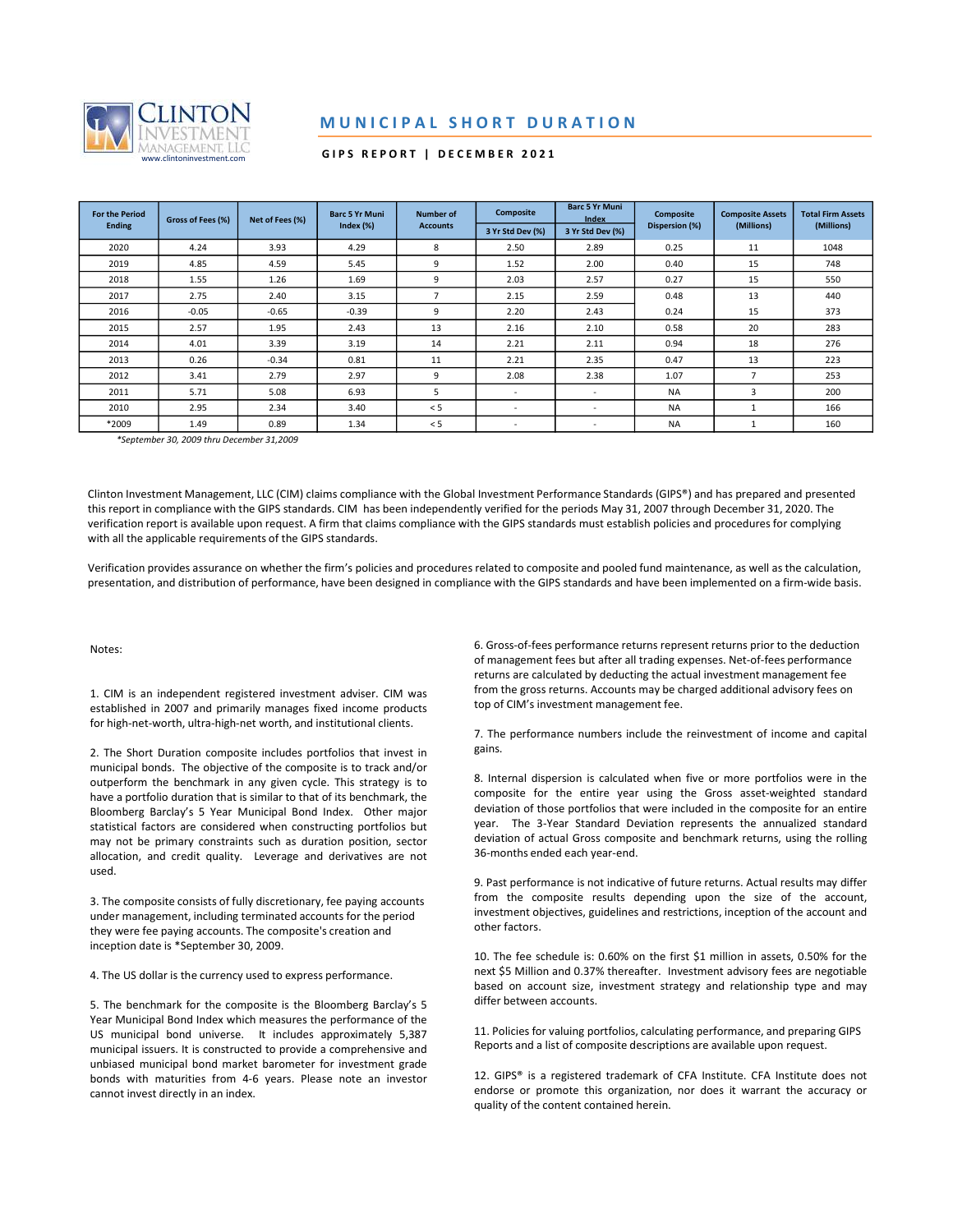# MUNICIPAL SHORT DURATION

**GIPS REPORT | DECEMBER 2021**

| For the Period Ending | Gross of Fees (%) | Net of Fees (%) | Barc 5 Yr Muni Index (%) | Number of Accounts | Composite 3 Yr Std Dev (%) | Barc 5 Yr Muni Index 3 Yr Std Dev (%) | Composite Dispersion (%) | Composite Assets (Millions) | Total Firm Assets (Millions) |
|---|---|---|---|---|---|---|---|---|---|
| 2020 | 4.24 | 3.93 | 4.29 | 8 | 2.50 | 2.89 | 0.25 | 11 | 1048 |
| 2019 | 4.85 | 4.59 | 5.45 | 9 | 1.52 | 2.00 | 0.40 | 15 | 748 |
| 2018 | 1.55 | 1.26 | 1.69 | 9 | 2.03 | 2.57 | 0.27 | 15 | 550 |
| 2017 | 2.75 | 2.40 | 3.15 | 7 | 2.15 | 2.59 | 0.48 | 13 | 440 |
| 2016 | -0.05 | -0.65 | -0.39 | 9 | 2.20 | 2.43 | 0.24 | 15 | 373 |
| 2015 | 2.57 | 1.95 | 2.43 | 13 | 2.16 | 2.10 | 0.58 | 20 | 283 |
| 2014 | 4.01 | 3.39 | 3.19 | 14 | 2.21 | 2.11 | 0.94 | 18 | 276 |
| 2013 | 0.26 | -0.34 | 0.81 | 11 | 2.21 | 2.35 | 0.47 | 13 | 223 |
| 2012 | 3.41 | 2.79 | 2.97 | 9 | 2.08 | 2.38 | 1.07 | 7 | 253 |
| 2011 | 5.71 | 5.08 | 6.93 | 5 | - | - | NA | 3 | 200 |
| 2010 | 2.95 | 2.34 | 3.40 | < 5 | - | - | NA | 1 | 166 |
| *2009 | 1.49 | 0.89 | 1.34 | < 5 | - | - | NA | 1 | 160 |

*\*September 30, 2009 thru December 31,2009*

Clinton Investment Management, LLC (CIM) claims compliance with the Global Investment Performance Standards (GIPS®) and has prepared and presented this report in compliance with the GIPS standards. CIM has been independently verified for the periods May 31, 2007 through December 31, 2020. The verification report is available upon request. A firm that claims compliance with the GIPS standards must establish policies and procedures for complying with all the applicable requirements of the GIPS standards.

Verification provides assurance on whether the firm's policies and procedures related to composite and pooled fund maintenance, as well as the calculation, presentation, and distribution of performance, have been designed in compliance with the GIPS standards and have been implemented on a firm-wide basis.

Notes:

1. CIM is an independent registered investment adviser. CIM was established in 2007 and primarily manages fixed income products for high-net-worth, ultra-high-net worth, and institutional clients.

2. The Short Duration composite includes portfolios that invest in municipal bonds. The objective of the composite is to track and/or outperform the benchmark in any given cycle. This strategy is to have a portfolio duration that is similar to that of its benchmark, the Bloomberg Barclay's 5 Year Municipal Bond Index. Other major statistical factors are considered when constructing portfolios but may not be primary constraints such as duration position, sector allocation, and credit quality. Leverage and derivatives are not used.

3. The composite consists of fully discretionary, fee paying accounts under management, including terminated accounts for the period they were fee paying accounts. The composite's creation and inception date is *September 30, 2009.

4. The US dollar is the currency used to express performance.

5. The benchmark for the composite is the Bloomberg Barclay's 5 Year Municipal Bond Index which measures the performance of the US municipal bond universe. It includes approximately 5,387 municipal issuers. It is constructed to provide a comprehensive and unbiased municipal bond market barometer for investment grade bonds with maturities from 4-6 years. Please note an investor cannot invest directly in an index.

6. Gross-of-fees performance returns represent returns prior to the deduction of management fees but after all trading expenses. Net-of-fees performance returns are calculated by deducting the actual investment management fee from the gross returns. Accounts may be charged additional advisory fees on top of CIM's investment management fee.

7. The performance numbers include the reinvestment of income and capital gains.

8. Internal dispersion is calculated when five or more portfolios were in the composite for the entire year using the Gross asset-weighted standard deviation of those portfolios that were included in the composite for an entire year. The 3-Year Standard Deviation represents the annualized standard deviation of actual Gross composite and benchmark returns, using the rolling 36-months ended each year-end.

9. Past performance is not indicative of future returns. Actual results may differ from the composite results depending upon the size of the account, investment objectives, guidelines and restrictions, inception of the account and other factors.

10. The fee schedule is: 0.60% on the first $1 million in assets, 0.50% for the next $5 Million and 0.37% thereafter. Investment advisory fees are negotiable based on account size, investment strategy and relationship type and may differ between accounts.

11. Policies for valuing portfolios, calculating performance, and preparing GIPS Reports and a list of composite descriptions are available upon request.

12. GIPS® is a registered trademark of CFA Institute. CFA Institute does not endorse or promote this organization, nor does it warrant the accuracy or quality of the content contained herein.